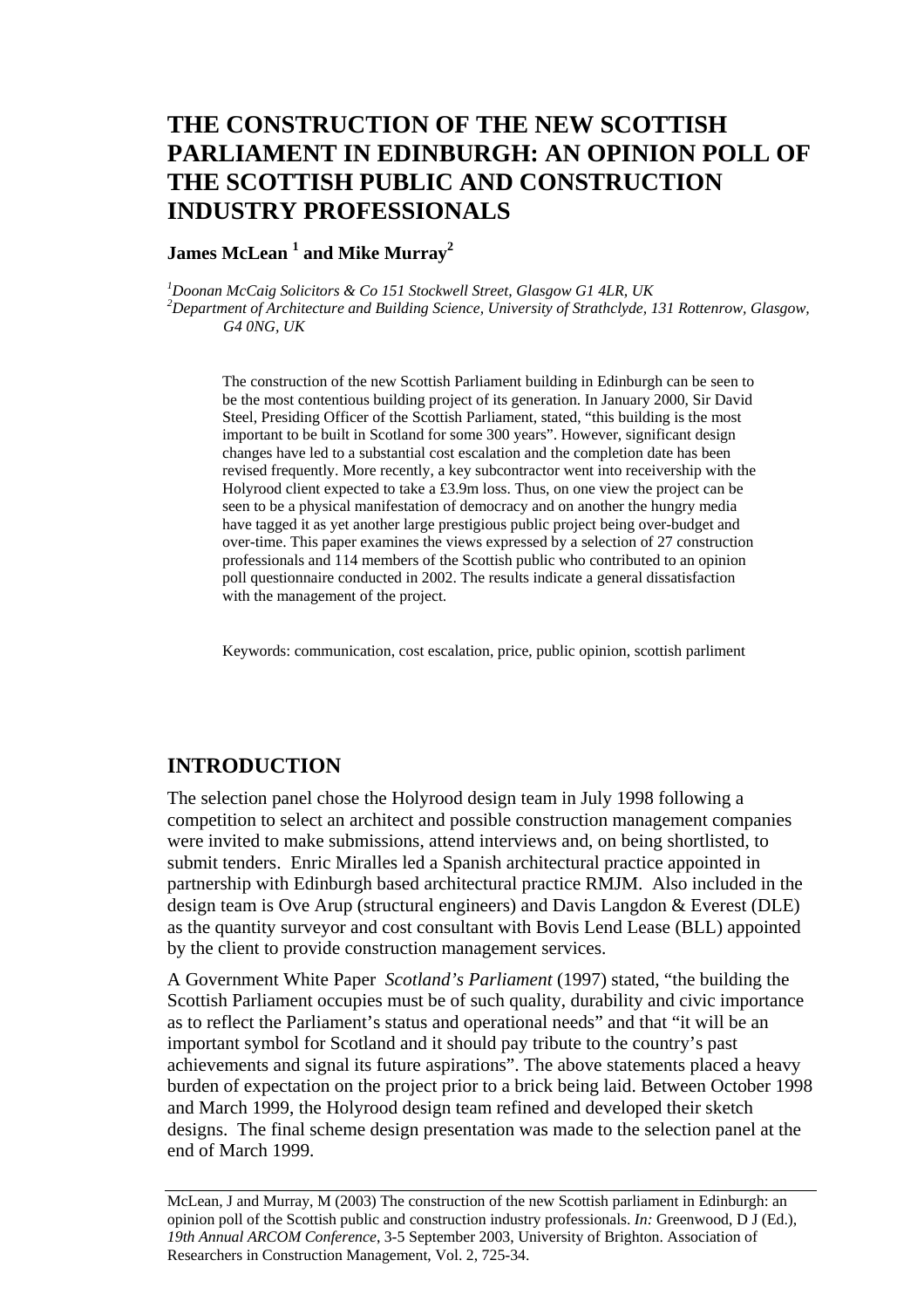# THE CONSTRUCTION OF THE NEW SCOTTISH PARLIAMENT IN EDINBURGH: AN OPINION POLL OF THE SCOTTISH PUBLIC AND CONSTRUCTION INDUSTRY PROFESSIONALS

**James McLean [1] and Mike Murray[2]**

[1] *Doonan McCaig Solicitors & Co 151 Stockwell Street, Glasgow G1 4LR, UK*
[2] *Department of Architecture and Building Science, University of Strathclyde, 131 Rottenrow, Glasgow, G4 0NG, UK*

The construction of the new Scottish Parliament building in Edinburgh can be seen to be the most contentious building project of its generation. In January 2000, Sir David Steel, Presiding Officer of the Scottish Parliament, stated, "this building is the most important to be built in Scotland for some 300 years". However, significant design changes have led to a substantial cost escalation and the completion date has been revised frequently. More recently, a key subcontractor went into receivership with the Holyrood client expected to take a £3.9m loss. Thus, on one view the project can be seen to be a physical manifestation of democracy and on another the hungry media have tagged it as yet another large prestigious public project being over-budget and over-time. This paper examines the views expressed by a selection of 27 construction professionals and 114 members of the Scottish public who contributed to an opinion poll questionnaire conducted in 2002. The results indicate a general dissatisfaction with the management of the project.

Keywords: communication, cost escalation, price, public opinion, scottish parliment

## INTRODUCTION

The selection panel chose the Holyrood design team in July 1998 following a competition to select an architect and possible construction management companies were invited to make submissions, attend interviews and, on being shortlisted, to submit tenders. Enric Miralles led a Spanish architectural practice appointed in partnership with Edinburgh based architectural practice RMJM. Also included in the design team is Ove Arup (structural engineers) and Davis Langdon & Everest (DLE) as the quantity surveyor and cost consultant with Bovis Lend Lease (BLL) appointed by the client to provide construction management services.

A Government White Paper *Scotland's Parliament* (1997) stated, "the building the Scottish Parliament occupies must be of such quality, durability and civic importance as to reflect the Parliament's status and operational needs" and that "it will be an important symbol for Scotland and it should pay tribute to the country's past achievements and signal its future aspirations". The above statements placed a heavy burden of expectation on the project prior to a brick being laid. Between October 1998 and March 1999, the Holyrood design team refined and developed their sketch designs. The final scheme design presentation was made to the selection panel at the end of March 1999.

McLean, J and Murray, M (2003) The construction of the new Scottish parliament in Edinburgh: an opinion poll of the Scottish public and construction industry professionals. *In:* Greenwood, D J (Ed.), *19th Annual ARCOM Conference*, 3-5 September 2003, University of Brighton. Association of Researchers in Construction Management, Vol. 2, 725-34.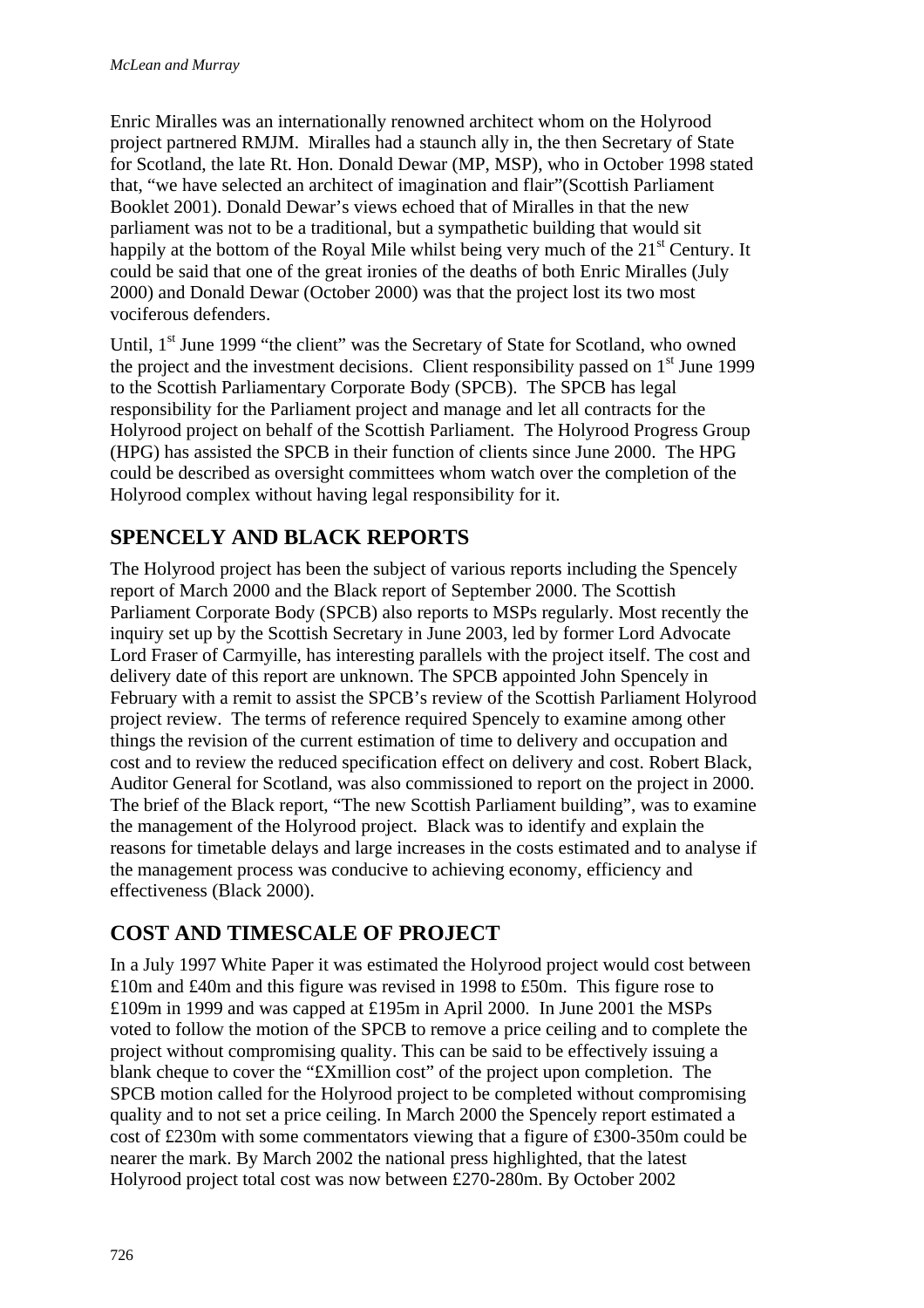Enric Miralles was an internationally renowned architect whom on the Holyrood project partnered RMJM. Miralles had a staunch ally in, the then Secretary of State for Scotland, the late Rt. Hon. Donald Dewar (MP, MSP), who in October 1998 stated that, "we have selected an architect of imagination and flair"(Scottish Parliament Booklet 2001). Donald Dewar's views echoed that of Miralles in that the new parliament was not to be a traditional, but a sympathetic building that would sit happily at the bottom of the Royal Mile whilst being very much of the 21st Century. It could be said that one of the great ironies of the deaths of both Enric Miralles (July 2000) and Donald Dewar (October 2000) was that the project lost its two most vociferous defenders.

Until, 1st June 1999 "the client" was the Secretary of State for Scotland, who owned the project and the investment decisions. Client responsibility passed on 1st June 1999 to the Scottish Parliamentary Corporate Body (SPCB). The SPCB has legal responsibility for the Parliament project and manage and let all contracts for the Holyrood project on behalf of the Scottish Parliament. The Holyrood Progress Group (HPG) has assisted the SPCB in their function of clients since June 2000. The HPG could be described as oversight committees whom watch over the completion of the Holyrood complex without having legal responsibility for it.

## SPENCELY AND BLACK REPORTS

The Holyrood project has been the subject of various reports including the Spencely report of March 2000 and the Black report of September 2000. The Scottish Parliament Corporate Body (SPCB) also reports to MSPs regularly. Most recently the inquiry set up by the Scottish Secretary in June 2003, led by former Lord Advocate Lord Fraser of Carmyille, has interesting parallels with the project itself. The cost and delivery date of this report are unknown. The SPCB appointed John Spencely in February with a remit to assist the SPCB's review of the Scottish Parliament Holyrood project review. The terms of reference required Spencely to examine among other things the revision of the current estimation of time to delivery and occupation and cost and to review the reduced specification effect on delivery and cost. Robert Black, Auditor General for Scotland, was also commissioned to report on the project in 2000. The brief of the Black report, "The new Scottish Parliament building", was to examine the management of the Holyrood project. Black was to identify and explain the reasons for timetable delays and large increases in the costs estimated and to analyse if the management process was conducive to achieving economy, efficiency and effectiveness (Black 2000).

## COST AND TIMESCALE OF PROJECT

In a July 1997 White Paper it was estimated the Holyrood project would cost between £10m and £40m and this figure was revised in 1998 to £50m. This figure rose to £109m in 1999 and was capped at £195m in April 2000. In June 2001 the MSPs voted to follow the motion of the SPCB to remove a price ceiling and to complete the project without compromising quality. This can be said to be effectively issuing a blank cheque to cover the "£Xmillion cost" of the project upon completion. The SPCB motion called for the Holyrood project to be completed without compromising quality and to not set a price ceiling. In March 2000 the Spencely report estimated a cost of £230m with some commentators viewing that a figure of £300-350m could be nearer the mark. By March 2002 the national press highlighted, that the latest Holyrood project total cost was now between £270-280m. By October 2002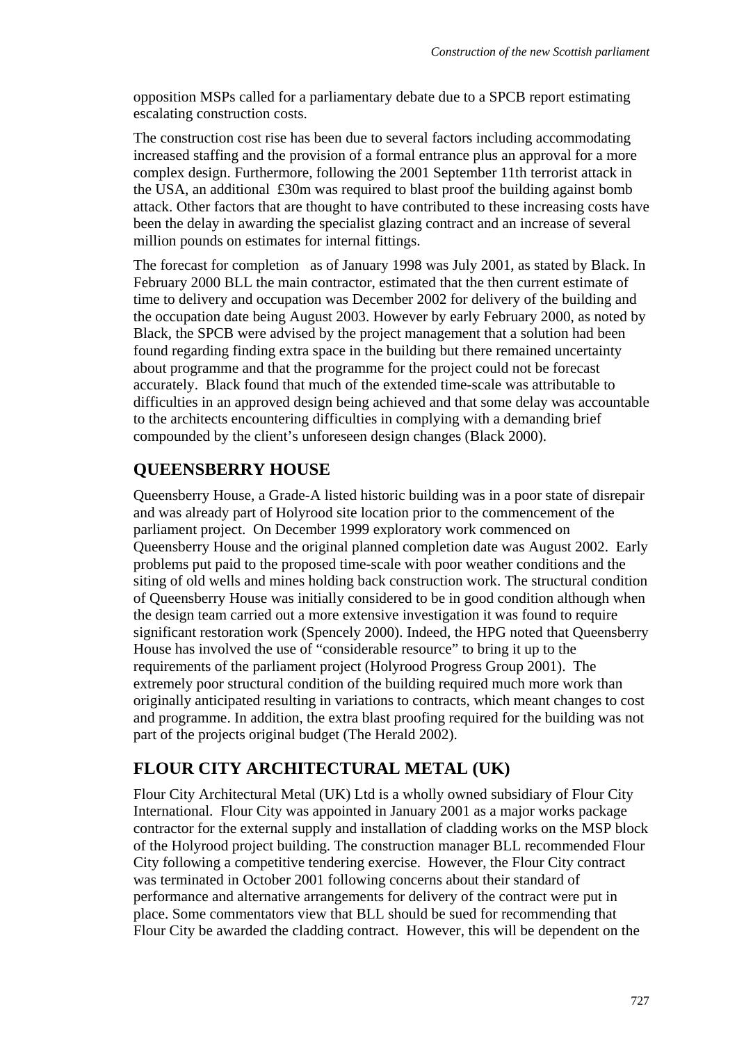opposition MSPs called for a parliamentary debate due to a SPCB report estimating escalating construction costs.

The construction cost rise has been due to several factors including accommodating increased staffing and the provision of a formal entrance plus an approval for a more complex design. Furthermore, following the 2001 September 11th terrorist attack in the USA, an additional £30m was required to blast proof the building against bomb attack. Other factors that are thought to have contributed to these increasing costs have been the delay in awarding the specialist glazing contract and an increase of several million pounds on estimates for internal fittings.

The forecast for completion as of January 1998 was July 2001, as stated by Black. In February 2000 BLL the main contractor, estimated that the then current estimate of time to delivery and occupation was December 2002 for delivery of the building and the occupation date being August 2003. However by early February 2000, as noted by Black, the SPCB were advised by the project management that a solution had been found regarding finding extra space in the building but there remained uncertainty about programme and that the programme for the project could not be forecast accurately. Black found that much of the extended time-scale was attributable to difficulties in an approved design being achieved and that some delay was accountable to the architects encountering difficulties in complying with a demanding brief compounded by the client's unforeseen design changes (Black 2000).

## QUEENSBERRY HOUSE

Queensberry House, a Grade-A listed historic building was in a poor state of disrepair and was already part of Holyrood site location prior to the commencement of the parliament project. On December 1999 exploratory work commenced on Queensberry House and the original planned completion date was August 2002. Early problems put paid to the proposed time-scale with poor weather conditions and the siting of old wells and mines holding back construction work. The structural condition of Queensberry House was initially considered to be in good condition although when the design team carried out a more extensive investigation it was found to require significant restoration work (Spencely 2000). Indeed, the HPG noted that Queensberry House has involved the use of "considerable resource" to bring it up to the requirements of the parliament project (Holyrood Progress Group 2001). The extremely poor structural condition of the building required much more work than originally anticipated resulting in variations to contracts, which meant changes to cost and programme. In addition, the extra blast proofing required for the building was not part of the projects original budget (The Herald 2002).

## FLOUR CITY ARCHITECTURAL METAL (UK)

Flour City Architectural Metal (UK) Ltd is a wholly owned subsidiary of Flour City International. Flour City was appointed in January 2001 as a major works package contractor for the external supply and installation of cladding works on the MSP block of the Holyrood project building. The construction manager BLL recommended Flour City following a competitive tendering exercise. However, the Flour City contract was terminated in October 2001 following concerns about their standard of performance and alternative arrangements for delivery of the contract were put in place. Some commentators view that BLL should be sued for recommending that Flour City be awarded the cladding contract. However, this will be dependent on the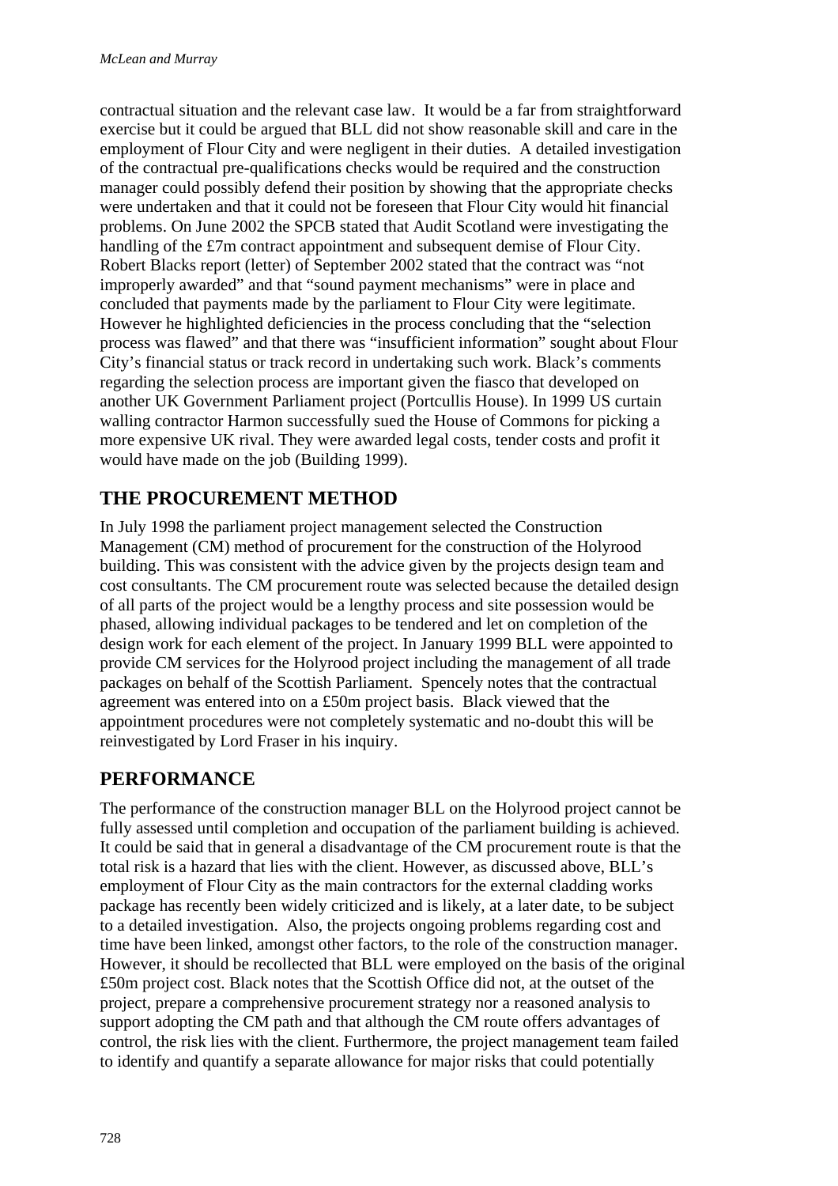contractual situation and the relevant case law. It would be a far from straightforward exercise but it could be argued that BLL did not show reasonable skill and care in the employment of Flour City and were negligent in their duties. A detailed investigation of the contractual pre-qualifications checks would be required and the construction manager could possibly defend their position by showing that the appropriate checks were undertaken and that it could not be foreseen that Flour City would hit financial problems. On June 2002 the SPCB stated that Audit Scotland were investigating the handling of the £7m contract appointment and subsequent demise of Flour City. Robert Blacks report (letter) of September 2002 stated that the contract was "not improperly awarded" and that "sound payment mechanisms" were in place and concluded that payments made by the parliament to Flour City were legitimate. However he highlighted deficiencies in the process concluding that the "selection process was flawed" and that there was "insufficient information" sought about Flour City's financial status or track record in undertaking such work. Black's comments regarding the selection process are important given the fiasco that developed on another UK Government Parliament project (Portcullis House). In 1999 US curtain walling contractor Harmon successfully sued the House of Commons for picking a more expensive UK rival. They were awarded legal costs, tender costs and profit it would have made on the job (Building 1999).

## THE PROCUREMENT METHOD

In July 1998 the parliament project management selected the Construction Management (CM) method of procurement for the construction of the Holyrood building. This was consistent with the advice given by the projects design team and cost consultants. The CM procurement route was selected because the detailed design of all parts of the project would be a lengthy process and site possession would be phased, allowing individual packages to be tendered and let on completion of the design work for each element of the project. In January 1999 BLL were appointed to provide CM services for the Holyrood project including the management of all trade packages on behalf of the Scottish Parliament. Spencely notes that the contractual agreement was entered into on a £50m project basis. Black viewed that the appointment procedures were not completely systematic and no-doubt this will be reinvestigated by Lord Fraser in his inquiry.

## PERFORMANCE

The performance of the construction manager BLL on the Holyrood project cannot be fully assessed until completion and occupation of the parliament building is achieved. It could be said that in general a disadvantage of the CM procurement route is that the total risk is a hazard that lies with the client. However, as discussed above, BLL's employment of Flour City as the main contractors for the external cladding works package has recently been widely criticized and is likely, at a later date, to be subject to a detailed investigation. Also, the projects ongoing problems regarding cost and time have been linked, amongst other factors, to the role of the construction manager. However, it should be recollected that BLL were employed on the basis of the original £50m project cost. Black notes that the Scottish Office did not, at the outset of the project, prepare a comprehensive procurement strategy nor a reasoned analysis to support adopting the CM path and that although the CM route offers advantages of control, the risk lies with the client. Furthermore, the project management team failed to identify and quantify a separate allowance for major risks that could potentially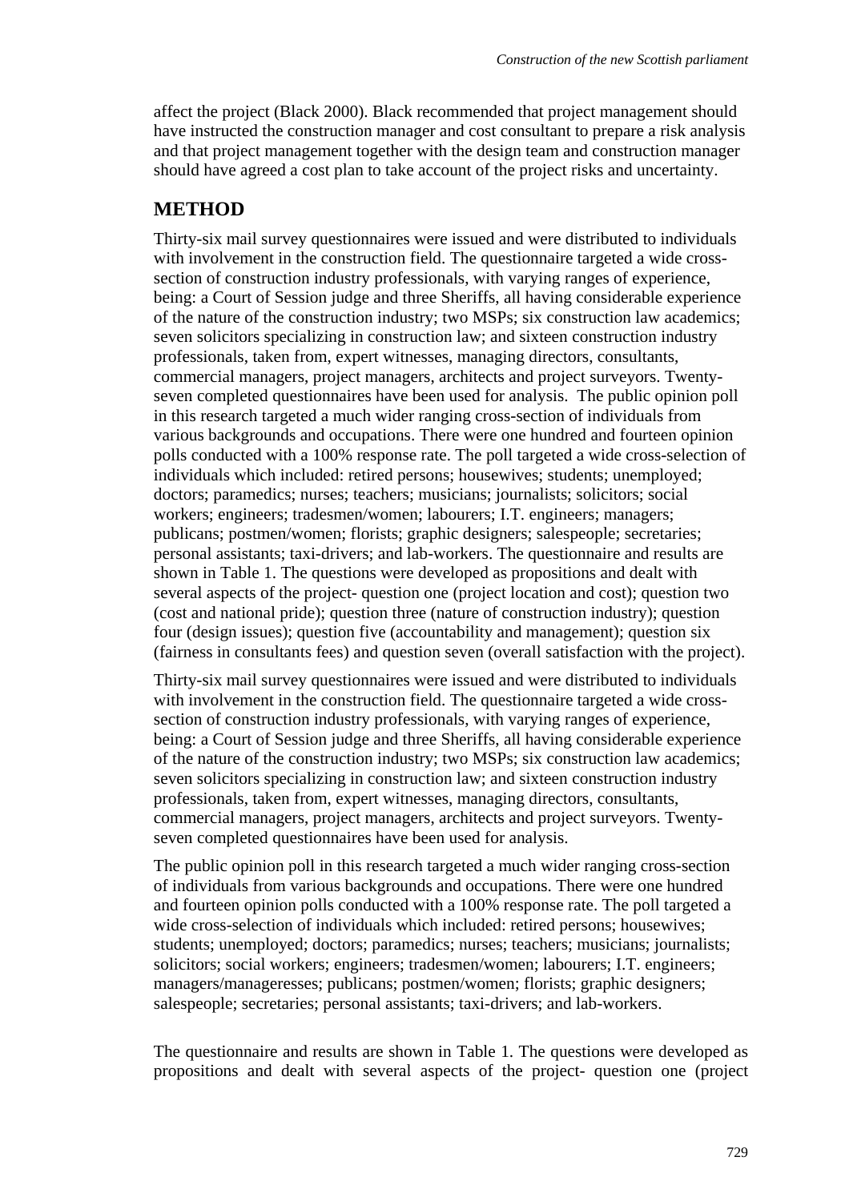affect the project (Black 2000). Black recommended that project management should have instructed the construction manager and cost consultant to prepare a risk analysis and that project management together with the design team and construction manager should have agreed a cost plan to take account of the project risks and uncertainty.

## METHOD

Thirty-six mail survey questionnaires were issued and were distributed to individuals with involvement in the construction field. The questionnaire targeted a wide cross-section of construction industry professionals, with varying ranges of experience, being: a Court of Session judge and three Sheriffs, all having considerable experience of the nature of the construction industry; two MSPs; six construction law academics; seven solicitors specializing in construction law; and sixteen construction industry professionals, taken from, expert witnesses, managing directors, consultants, commercial managers, project managers, architects and project surveyors. Twenty-seven completed questionnaires have been used for analysis. The public opinion poll in this research targeted a much wider ranging cross-section of individuals from various backgrounds and occupations. There were one hundred and fourteen opinion polls conducted with a 100% response rate. The poll targeted a wide cross-selection of individuals which included: retired persons; housewives; students; unemployed; doctors; paramedics; nurses; teachers; musicians; journalists; solicitors; social workers; engineers; tradesmen/women; labourers; I.T. engineers; managers; publicans; postmen/women; florists; graphic designers; salespeople; secretaries; personal assistants; taxi-drivers; and lab-workers. The questionnaire and results are shown in Table 1. The questions were developed as propositions and dealt with several aspects of the project- question one (project location and cost); question two (cost and national pride); question three (nature of construction industry); question four (design issues); question five (accountability and management); question six (fairness in consultants fees) and question seven (overall satisfaction with the project).

Thirty-six mail survey questionnaires were issued and were distributed to individuals with involvement in the construction field. The questionnaire targeted a wide cross-section of construction industry professionals, with varying ranges of experience, being: a Court of Session judge and three Sheriffs, all having considerable experience of the nature of the construction industry; two MSPs; six construction law academics; seven solicitors specializing in construction law; and sixteen construction industry professionals, taken from, expert witnesses, managing directors, consultants, commercial managers, project managers, architects and project surveyors. Twenty-seven completed questionnaires have been used for analysis.

The public opinion poll in this research targeted a much wider ranging cross-section of individuals from various backgrounds and occupations. There were one hundred and fourteen opinion polls conducted with a 100% response rate. The poll targeted a wide cross-selection of individuals which included: retired persons; housewives; students; unemployed; doctors; paramedics; nurses; teachers; musicians; journalists; solicitors; social workers; engineers; tradesmen/women; labourers; I.T. engineers; managers/manageresses; publicans; postmen/women; florists; graphic designers; salespeople; secretaries; personal assistants; taxi-drivers; and lab-workers.

The questionnaire and results are shown in Table 1. The questions were developed as propositions and dealt with several aspects of the project- question one (project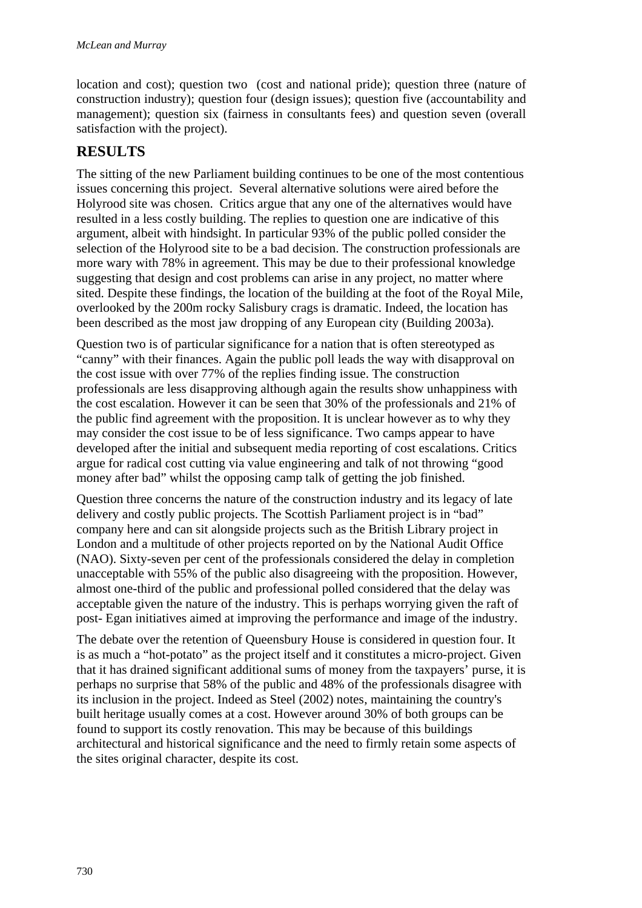location and cost); question two  (cost and national pride); question three (nature of construction industry); question four (design issues); question five (accountability and management); question six (fairness in consultants fees) and question seven (overall satisfaction with the project).

## RESULTS

The sitting of the new Parliament building continues to be one of the most contentious issues concerning this project.  Several alternative solutions were aired before the Holyrood site was chosen.  Critics argue that any one of the alternatives would have resulted in a less costly building. The replies to question one are indicative of this argument, albeit with hindsight. In particular 93% of the public polled consider the selection of the Holyrood site to be a bad decision. The construction professionals are more wary with 78% in agreement. This may be due to their professional knowledge suggesting that design and cost problems can arise in any project, no matter where sited. Despite these findings, the location of the building at the foot of the Royal Mile, overlooked by the 200m rocky Salisbury crags is dramatic. Indeed, the location has been described as the most jaw dropping of any European city (Building 2003a).

Question two is of particular significance for a nation that is often stereotyped as "canny" with their finances. Again the public poll leads the way with disapproval on the cost issue with over 77% of the replies finding issue. The construction professionals are less disapproving although again the results show unhappiness with the cost escalation. However it can be seen that 30% of the professionals and 21% of the public find agreement with the proposition. It is unclear however as to why they may consider the cost issue to be of less significance. Two camps appear to have developed after the initial and subsequent media reporting of cost escalations. Critics argue for radical cost cutting via value engineering and talk of not throwing "good money after bad" whilst the opposing camp talk of getting the job finished.

Question three concerns the nature of the construction industry and its legacy of late delivery and costly public projects. The Scottish Parliament project is in "bad" company here and can sit alongside projects such as the British Library project in London and a multitude of other projects reported on by the National Audit Office (NAO). Sixty-seven per cent of the professionals considered the delay in completion unacceptable with 55% of the public also disagreeing with the proposition. However, almost one-third of the public and professional polled considered that the delay was acceptable given the nature of the industry. This is perhaps worrying given the raft of post- Egan initiatives aimed at improving the performance and image of the industry.

The debate over the retention of Queensbury House is considered in question four. It is as much a "hot-potato" as the project itself and it constitutes a micro-project. Given that it has drained significant additional sums of money from the taxpayers' purse, it is perhaps no surprise that 58% of the public and 48% of the professionals disagree with its inclusion in the project. Indeed as Steel (2002) notes, maintaining the country's built heritage usually comes at a cost. However around 30% of both groups can be found to support its costly renovation. This may be because of this buildings architectural and historical significance and the need to firmly retain some aspects of the sites original character, despite its cost.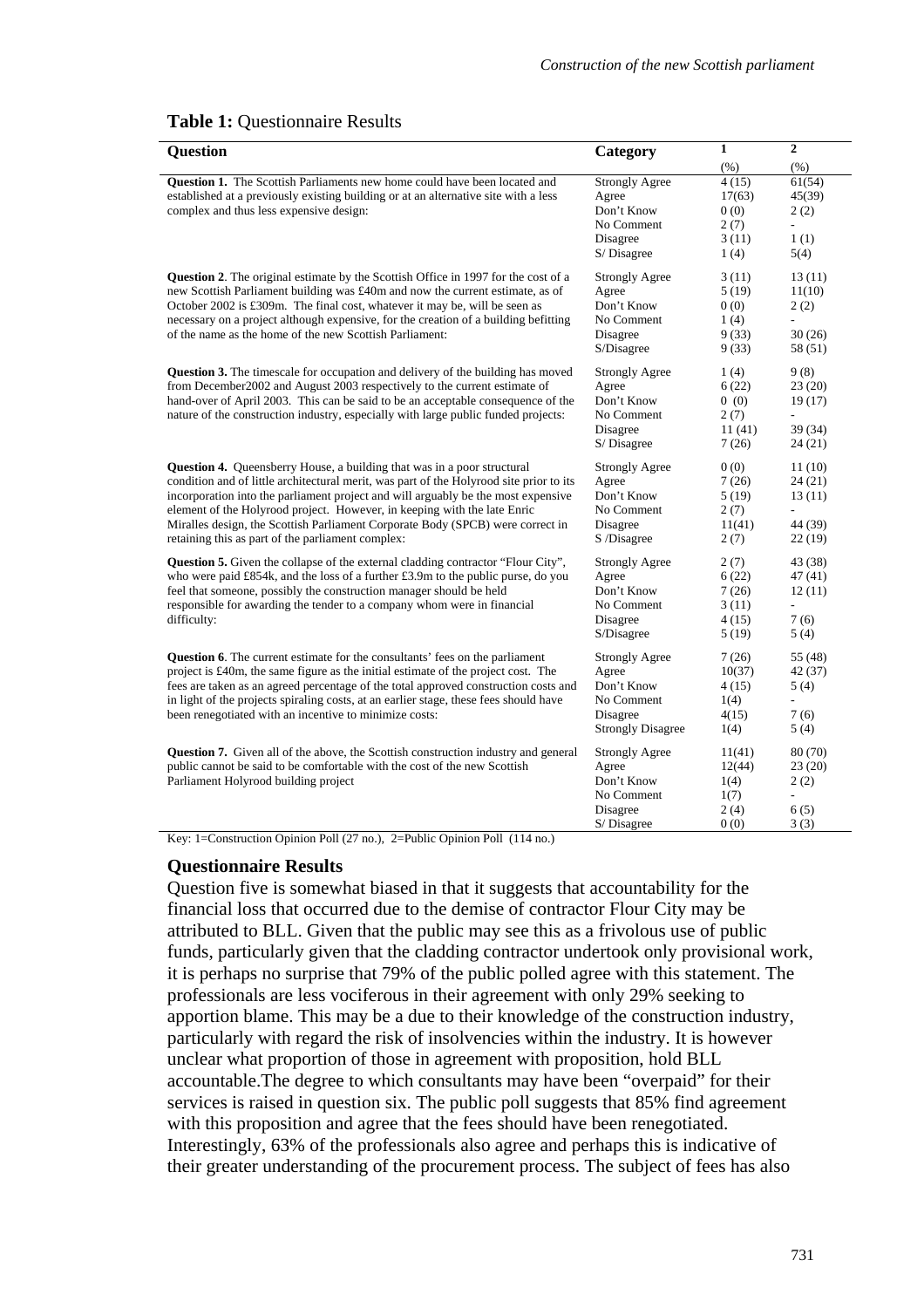**Table 1:** Questionnaire Results

| Question | Category | 1 | 2 |
|---|---|---|---|
| | | (%) | (%) |
| **Question 1.** The Scottish Parliaments new home could have been located and established at a previously existing building or at an alternative site with a less complex and thus less expensive design: | Strongly Agree | 4 (15) | 61(54) |
| | Agree | 17(63) | 45(39) |
| | Don't Know | 0 (0) | 2 (2) |
| | No Comment | 2 (7) | - |
| | Disagree | 3 (11) | 1 (1) |
| | S/ Disagree | 1 (4) | 5(4) |
| **Question 2**. The original estimate by the Scottish Office in 1997 for the cost of a new Scottish Parliament building was £40m and now the current estimate, as of October 2002 is £309m. The final cost, whatever it may be, will be seen as necessary on a project although expensive, for the creation of a building befitting of the name as the home of the new Scottish Parliament: | Strongly Agree | 3 (11) | 13 (11) |
| | Agree | 5 (19) | 11(10) |
| | Don't Know | 0 (0) | 2 (2) |
| | No Comment | 1 (4) | - |
| | Disagree | 9 (33) | 30 (26) |
| | S/Disagree | 9 (33) | 58 (51) |
| **Question 3.** The timescale for occupation and delivery of the building has moved from December2002 and August 2003 respectively to the current estimate of hand-over of April 2003. This can be said to be an acceptable consequence of the nature of the construction industry, especially with large public funded projects: | Strongly Agree | 1 (4) | 9 (8) |
| | Agree | 6 (22) | 23 (20) |
| | Don't Know | 0 (0) | 19 (17) |
| | No Comment | 2 (7) | - |
| | Disagree | 11 (41) | 39 (34) |
| | S/ Disagree | 7 (26) | 24 (21) |
| **Question 4.** Queensberry House, a building that was in a poor structural condition and of little architectural merit, was part of the Holyrood site prior to its incorporation into the parliament project and will arguably be the most expensive element of the Holyrood project. However, in keeping with the late Enric Miralles design, the Scottish Parliament Corporate Body (SPCB) were correct in retaining this as part of the parliament complex: | Strongly Agree | 0 (0) | 11 (10) |
| | Agree | 7 (26) | 24 (21) |
| | Don't Know | 5 (19) | 13 (11) |
| | No Comment | 2 (7) | - |
| | Disagree | 11(41) | 44 (39) |
| | S /Disagree | 2 (7) | 22 (19) |
| **Question 5.** Given the collapse of the external cladding contractor "Flour City", who were paid £854k, and the loss of a further £3.9m to the public purse, do you feel that someone, possibly the construction manager should be held responsible for awarding the tender to a company whom were in financial difficulty: | Strongly Agree | 2 (7) | 43 (38) |
| | Agree | 6 (22) | 47 (41) |
| | Don't Know | 7 (26) | 12 (11) |
| | No Comment | 3 (11) | - |
| | Disagree | 4 (15) | 7 (6) |
| | S/Disagree | 5 (19) | 5 (4) |
| **Question 6**. The current estimate for the consultants' fees on the parliament project is £40m, the same figure as the initial estimate of the project cost. The fees are taken as an agreed percentage of the total approved construction costs and in light of the projects spiraling costs, at an earlier stage, these fees should have been renegotiated with an incentive to minimize costs: | Strongly Agree | 7 (26) | 55 (48) |
| | Agree | 10(37) | 42 (37) |
| | Don't Know | 4 (15) | 5 (4) |
| | No Comment | 1(4) | - |
| | Disagree | 4(15) | 7 (6) |
| | Strongly Disagree | 1(4) | 5 (4) |
| **Question 7.** Given all of the above, the Scottish construction industry and general public cannot be said to be comfortable with the cost of the new Scottish Parliament Holyrood building project | Strongly Agree | 11(41) | 80 (70) |
| | Agree | 12(44) | 23 (20) |
| | Don't Know | 1(4) | 2 (2) |
| | No Comment | 1(7) | - |
| | Disagree | 2 (4) | 6 (5) |
| | S/ Disagree | 0 (0) | 3 (3) |

Key: 1=Construction Opinion Poll (27 no.), 2=Public Opinion Poll (114 no.)

## Questionnaire Results

Question five is somewhat biased in that it suggests that accountability for the financial loss that occurred due to the demise of contractor Flour City may be attributed to BLL. Given that the public may see this as a frivolous use of public funds, particularly given that the cladding contractor undertook only provisional work, it is perhaps no surprise that 79% of the public polled agree with this statement. The professionals are less vociferous in their agreement with only 29% seeking to apportion blame. This may be a due to their knowledge of the construction industry, particularly with regard the risk of insolvencies within the industry. It is however unclear what proportion of those in agreement with proposition, hold BLL accountable.The degree to which consultants may have been "overpaid" for their services is raised in question six. The public poll suggests that 85% find agreement with this proposition and agree that the fees should have been renegotiated. Interestingly, 63% of the professionals also agree and perhaps this is indicative of their greater understanding of the procurement process. The subject of fees has also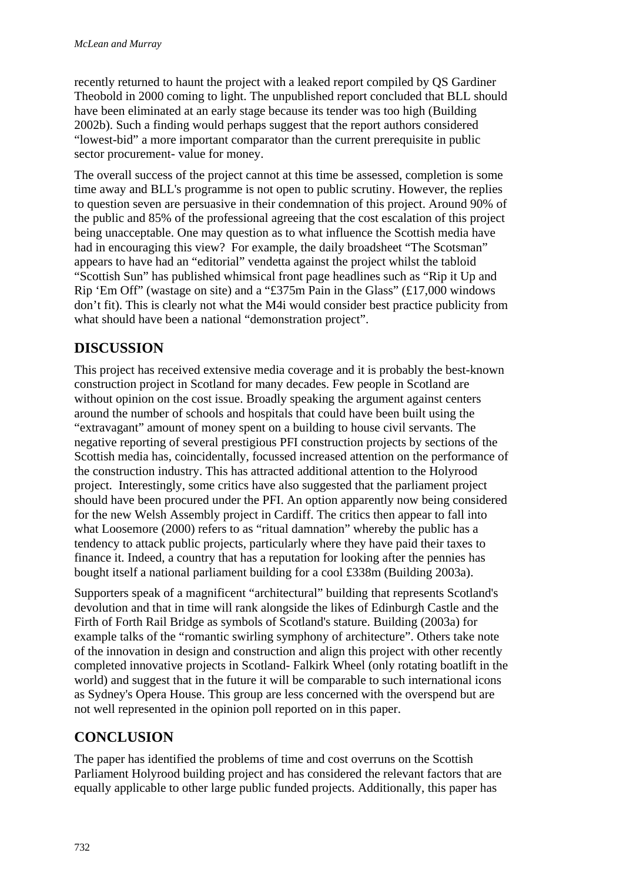recently returned to haunt the project with a leaked report compiled by QS Gardiner Theobold in 2000 coming to light. The unpublished report concluded that BLL should have been eliminated at an early stage because its tender was too high (Building 2002b). Such a finding would perhaps suggest that the report authors considered "lowest-bid" a more important comparator than the current prerequisite in public sector procurement- value for money.

The overall success of the project cannot at this time be assessed, completion is some time away and BLL's programme is not open to public scrutiny. However, the replies to question seven are persuasive in their condemnation of this project. Around 90% of the public and 85% of the professional agreeing that the cost escalation of this project being unacceptable. One may question as to what influence the Scottish media have had in encouraging this view? For example, the daily broadsheet "The Scotsman" appears to have had an "editorial" vendetta against the project whilst the tabloid "Scottish Sun" has published whimsical front page headlines such as "Rip it Up and Rip 'Em Off" (wastage on site) and a "£375m Pain in the Glass" (£17,000 windows don't fit). This is clearly not what the M4i would consider best practice publicity from what should have been a national "demonstration project".

## DISCUSSION

This project has received extensive media coverage and it is probably the best-known construction project in Scotland for many decades. Few people in Scotland are without opinion on the cost issue. Broadly speaking the argument against centers around the number of schools and hospitals that could have been built using the "extravagant" amount of money spent on a building to house civil servants. The negative reporting of several prestigious PFI construction projects by sections of the Scottish media has, coincidentally, focussed increased attention on the performance of the construction industry. This has attracted additional attention to the Holyrood project. Interestingly, some critics have also suggested that the parliament project should have been procured under the PFI. An option apparently now being considered for the new Welsh Assembly project in Cardiff. The critics then appear to fall into what Loosemore (2000) refers to as "ritual damnation" whereby the public has a tendency to attack public projects, particularly where they have paid their taxes to finance it. Indeed, a country that has a reputation for looking after the pennies has bought itself a national parliament building for a cool £338m (Building 2003a).

Supporters speak of a magnificent "architectural" building that represents Scotland's devolution and that in time will rank alongside the likes of Edinburgh Castle and the Firth of Forth Rail Bridge as symbols of Scotland's stature. Building (2003a) for example talks of the "romantic swirling symphony of architecture". Others take note of the innovation in design and construction and align this project with other recently completed innovative projects in Scotland- Falkirk Wheel (only rotating boatlift in the world) and suggest that in the future it will be comparable to such international icons as Sydney's Opera House. This group are less concerned with the overspend but are not well represented in the opinion poll reported on in this paper.

## CONCLUSION

The paper has identified the problems of time and cost overruns on the Scottish Parliament Holyrood building project and has considered the relevant factors that are equally applicable to other large public funded projects. Additionally, this paper has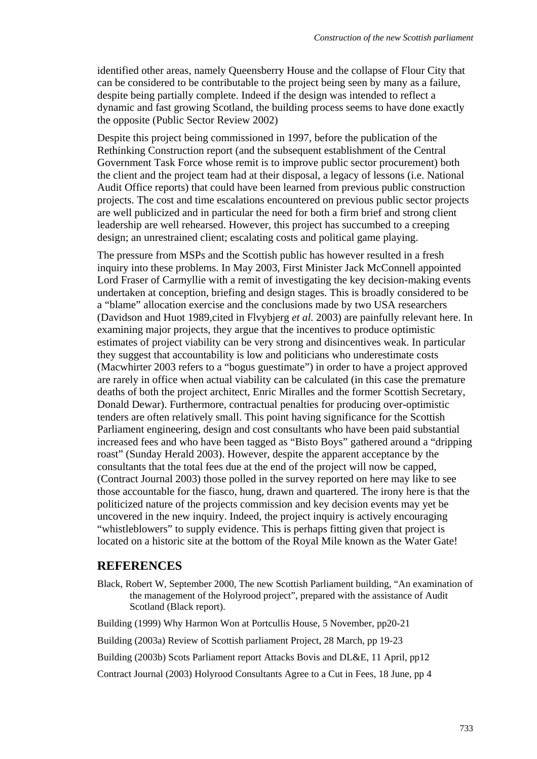identified other areas, namely Queensberry House and the collapse of Flour City that can be considered to be contributable to the project being seen by many as a failure, despite being partially complete. Indeed if the design was intended to reflect a dynamic and fast growing Scotland, the building process seems to have done exactly the opposite (Public Sector Review 2002)

Despite this project being commissioned in 1997, before the publication of the Rethinking Construction report (and the subsequent establishment of the Central Government Task Force whose remit is to improve public sector procurement) both the client and the project team had at their disposal, a legacy of lessons (i.e. National Audit Office reports) that could have been learned from previous public construction projects. The cost and time escalations encountered on previous public sector projects are well publicized and in particular the need for both a firm brief and strong client leadership are well rehearsed. However, this project has succumbed to a creeping design; an unrestrained client; escalating costs and political game playing.

The pressure from MSPs and the Scottish public has however resulted in a fresh inquiry into these problems. In May 2003, First Minister Jack McConnell appointed Lord Fraser of Carmyllie with a remit of investigating the key decision-making events undertaken at conception, briefing and design stages. This is broadly considered to be a "blame" allocation exercise and the conclusions made by two USA researchers (Davidson and Huot 1989,cited in Flvybjerg *et al.* 2003) are painfully relevant here. In examining major projects, they argue that the incentives to produce optimistic estimates of project viability can be very strong and disincentives weak. In particular they suggest that accountability is low and politicians who underestimate costs (Macwhirter 2003 refers to a "bogus guestimate") in order to have a project approved are rarely in office when actual viability can be calculated (in this case the premature deaths of both the project architect, Enric Miralles and the former Scottish Secretary, Donald Dewar). Furthermore, contractual penalties for producing over-optimistic tenders are often relatively small. This point having significance for the Scottish Parliament engineering, design and cost consultants who have been paid substantial increased fees and who have been tagged as "Bisto Boys" gathered around a "dripping roast" (Sunday Herald 2003). However, despite the apparent acceptance by the consultants that the total fees due at the end of the project will now be capped, (Contract Journal 2003) those polled in the survey reported on here may like to see those accountable for the fiasco, hung, drawn and quartered. The irony here is that the politicized nature of the projects commission and key decision events may yet be uncovered in the new inquiry. Indeed, the project inquiry is actively encouraging "whistleblowers" to supply evidence. This is perhaps fitting given that project is located on a historic site at the bottom of the Royal Mile known as the Water Gate!

## REFERENCES

Black, Robert W, September 2000, The new Scottish Parliament building, "An examination of the management of the Holyrood project", prepared with the assistance of Audit Scotland (Black report).

Building (1999) Why Harmon Won at Portcullis House, 5 November, pp20-21

Building (2003a) Review of Scottish parliament Project, 28 March, pp 19-23

Building (2003b) Scots Parliament report Attacks Bovis and DL&E, 11 April, pp12

Contract Journal (2003) Holyrood Consultants Agree to a Cut in Fees, 18 June, pp 4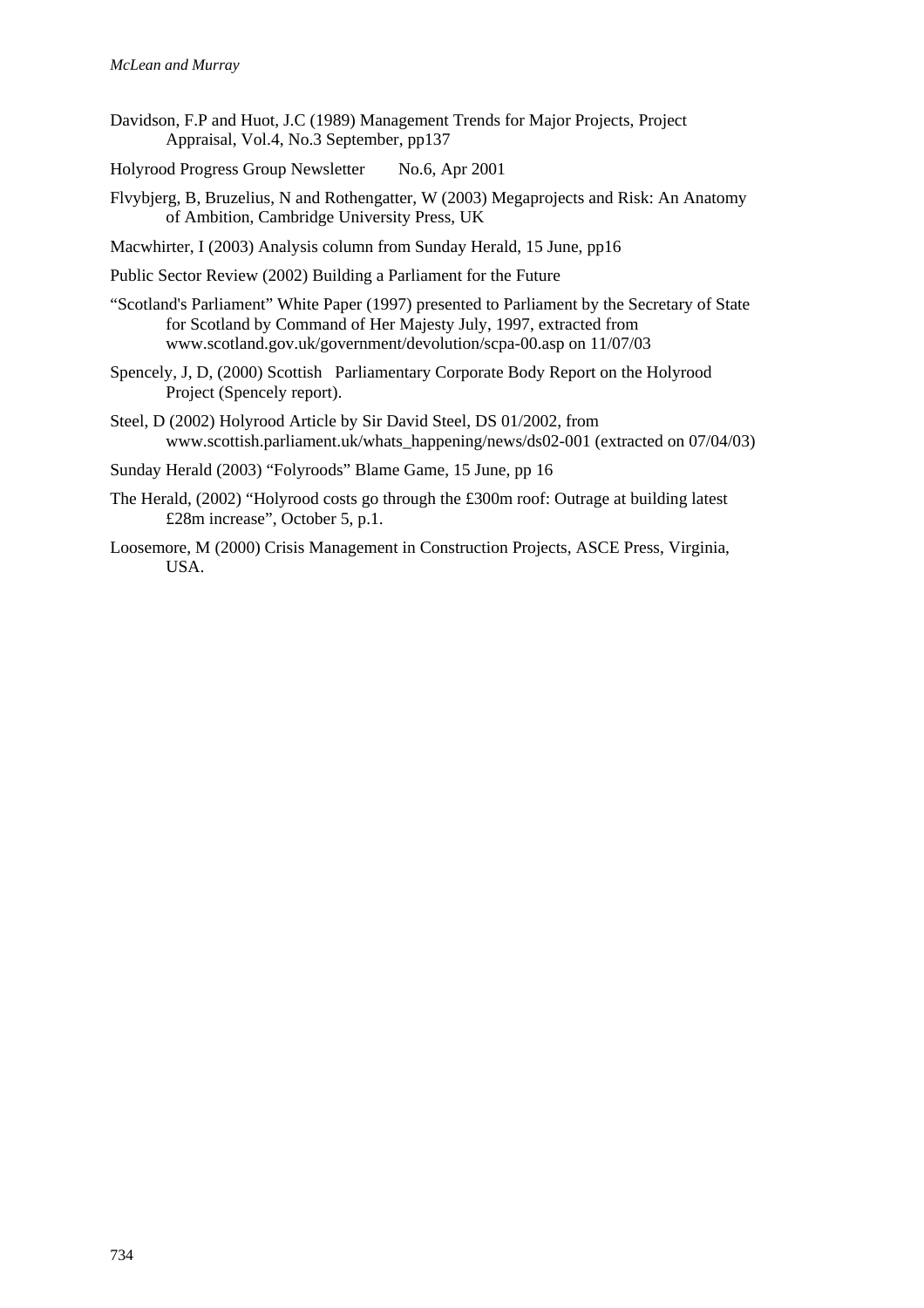Davidson, F.P and Huot, J.C (1989) Management Trends for Major Projects, Project Appraisal, Vol.4, No.3 September, pp137

Holyrood Progress Group Newsletter No.6, Apr 2001

Flvybjerg, B, Bruzelius, N and Rothengatter, W (2003) Megaprojects and Risk: An Anatomy of Ambition, Cambridge University Press, UK

Macwhirter, I (2003) Analysis column from Sunday Herald, 15 June, pp16

Public Sector Review (2002) Building a Parliament for the Future

"Scotland's Parliament" White Paper (1997) presented to Parliament by the Secretary of State for Scotland by Command of Her Majesty July, 1997, extracted from www.scotland.gov.uk/government/devolution/scpa-00.asp on 11/07/03

Spencely, J, D, (2000) Scottish Parliamentary Corporate Body Report on the Holyrood Project (Spencely report).

Steel, D (2002) Holyrood Article by Sir David Steel, DS 01/2002, from www.scottish.parliament.uk/whats_happening/news/ds02-001 (extracted on 07/04/03)

Sunday Herald (2003) "Folyroods" Blame Game, 15 June, pp 16

The Herald, (2002) "Holyrood costs go through the £300m roof: Outrage at building latest £28m increase", October 5, p.1.

Loosemore, M (2000) Crisis Management in Construction Projects, ASCE Press, Virginia, USA.